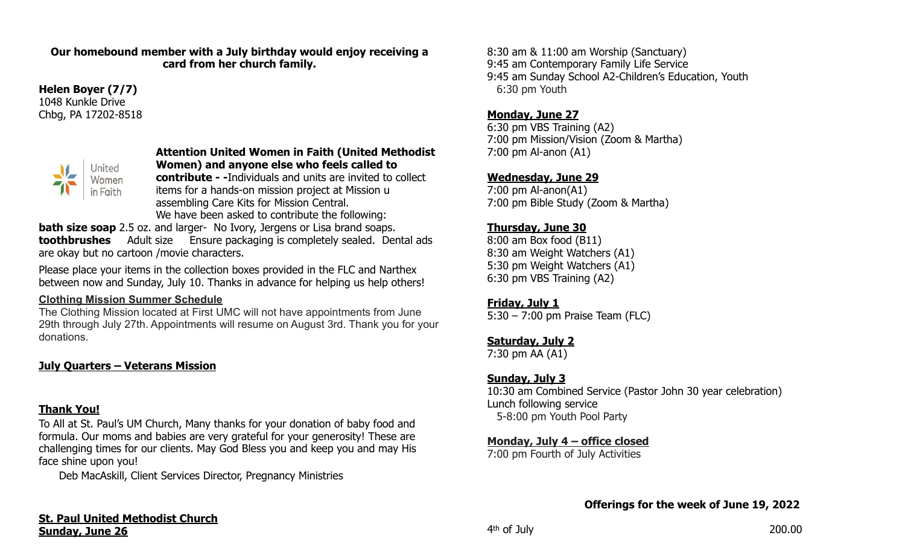**Our homebound member with a July birthday would enjoy receiving a card from her church family.**

**Helen Boyer (7/7)**
1048 Kunkle Drive
Chbg, PA 17202-8518

**Attention United Women in Faith (United Methodist Women) and anyone else who feels called to contribute - -**Individuals and units are invited to collect items for a hands-on mission project at Mission u assembling Care Kits for Mission Central. We have been asked to contribute the following:

**bath size soap** 2.5 oz. and larger- No Ivory, Jergens or Lisa brand soaps.
**toothbrushes** Adult size Ensure packaging is completely sealed. Dental ads are okay but no cartoon /movie characters.

Please place your items in the collection boxes provided in the FLC and Narthex between now and Sunday, July 10. Thanks in advance for helping us help others!

**Clothing Mission Summer Schedule**
The Clothing Mission located at First UMC will not have appointments from June 29th through July 27th. Appointments will resume on August 3rd. Thank you for your donations.

**July Quarters – Veterans Mission**

**Thank You!**
To All at St. Paul's UM Church, Many thanks for your donation of baby food and formula. Our moms and babies are very grateful for your generosity! These are challenging times for our clients. May God Bless you and keep you and may His face shine upon you!

Deb MacAskill, Client Services Director, Pregnancy Ministries

**St. Paul United Methodist Church**
**Sunday, June 26**

8:30 am & 11:00 am Worship (Sanctuary)
9:45 am Contemporary Family Life Service
9:45 am Sunday School A2-Children's Education, Youth
6:30 pm Youth

**Monday, June 27**
6:30 pm VBS Training (A2)
7:00 pm Mission/Vision (Zoom & Martha)
7:00 pm Al-anon (A1)

**Wednesday, June 29**
7:00 pm Al-anon(A1)
7:00 pm Bible Study (Zoom & Martha)

**Thursday, June 30**
8:00 am Box food (B11)
8:30 am Weight Watchers (A1)
5:30 pm Weight Watchers (A1)
6:30 pm VBS Training (A2)

**Friday, July 1**
5:30 – 7:00 pm Praise Team (FLC)

**Saturday, July 2**
7:30 pm AA (A1)

**Sunday, July 3**
10:30 am Combined Service (Pastor John 30 year celebration)
Lunch following service
5-8:00 pm Youth Pool Party

**Monday, July 4 – office closed**
7:00 pm Fourth of July Activities

**Offerings for the week of June 19, 2022**

| | |
|---|---|
| 4th of July | 200.00 |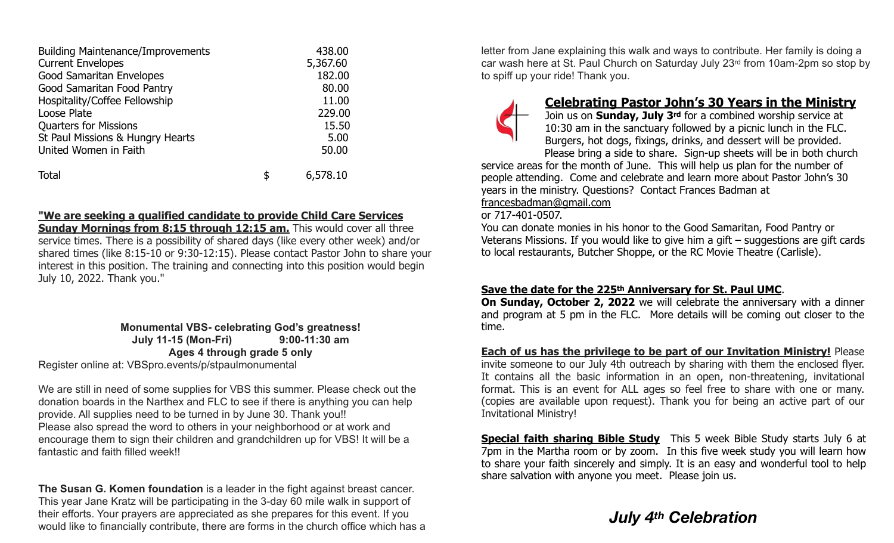| | | |
|---|---|---|
| Building Maintenance/Improvements | | 438.00 |
| Current Envelopes | | 5,367.60 |
| Good Samaritan Envelopes | | 182.00 |
| Good Samaritan Food Pantry | | 80.00 |
| Hospitality/Coffee Fellowship | | 11.00 |
| Loose Plate | | 229.00 |
| Quarters for Missions | | 15.50 |
| St Paul Missions & Hungry Hearts | | 5.00 |
| United Women in Faith | | 50.00 |
| Total | $ | 6,578.10 |

**"We are seeking a qualified candidate to provide Child Care Services Sunday Mornings from 8:15 through 12:15 am.** This would cover all three service times. There is a possibility of shared days (like every other week) and/or shared times (like 8:15-10 or 9:30-12:15). Please contact Pastor John to share your interest in this position. The training and connecting into this position would begin July 10, 2022. Thank you."

**Monumental VBS- celebrating God's greatness!**
**July 11-15 (Mon-Fri) 9:00-11:30 am**
**Ages 4 through grade 5 only**

Register online at: VBSpro.events/p/stpaulmonumental

We are still in need of some supplies for VBS this summer. Please check out the donation boards in the Narthex and FLC to see if there is anything you can help provide. All supplies need to be turned in by June 30. Thank you!!
Please also spread the word to others in your neighborhood or at work and encourage them to sign their children and grandchildren up for VBS! It will be a fantastic and faith filled week!!

**The Susan G. Komen foundation** is a leader in the fight against breast cancer. This year Jane Kratz will be participating in the 3-day 60 mile walk in support of their efforts. Your prayers are appreciated as she prepares for this event. If you would like to financially contribute, there are forms in the church office which has a letter from Jane explaining this walk and ways to contribute. Her family is doing a car wash here at St. Paul Church on Saturday July 23rd from 10am-2pm so stop by to spiff up your ride! Thank you.

## Celebrating Pastor John's 30 Years in the Ministry

Join us on **Sunday, July 3rd** for a combined worship service at 10:30 am in the sanctuary followed by a picnic lunch in the FLC. Burgers, hot dogs, fixings, drinks, and dessert will be provided. Please bring a side to share. Sign-up sheets will be in both church service areas for the month of June. This will help us plan for the number of people attending. Come and celebrate and learn more about Pastor John's 30 years in the ministry. Questions? Contact Frances Badman at francesbadman@gmail.com
or 717-401-0507.

You can donate monies in his honor to the Good Samaritan, Food Pantry or Veterans Missions. If you would like to give him a gift – suggestions are gift cards to local restaurants, Butcher Shoppe, or the RC Movie Theatre (Carlisle).

**Save the date for the 225th Anniversary for St. Paul UMC**.
**On Sunday, October 2, 2022** we will celebrate the anniversary with a dinner and program at 5 pm in the FLC. More details will be coming out closer to the time.

**Each of us has the privilege to be part of our Invitation Ministry!** Please invite someone to our July 4th outreach by sharing with them the enclosed flyer. It contains all the basic information in an open, non-threatening, invitational format. This is an event for ALL ages so feel free to share with one or many. (copies are available upon request). Thank you for being an active part of our Invitational Ministry!

**Special faith sharing Bible Study** This 5 week Bible Study starts July 6 at 7pm in the Martha room or by zoom. In this five week study you will learn how to share your faith sincerely and simply. It is an easy and wonderful tool to help share salvation with anyone you meet. Please join us.

## *July 4th Celebration*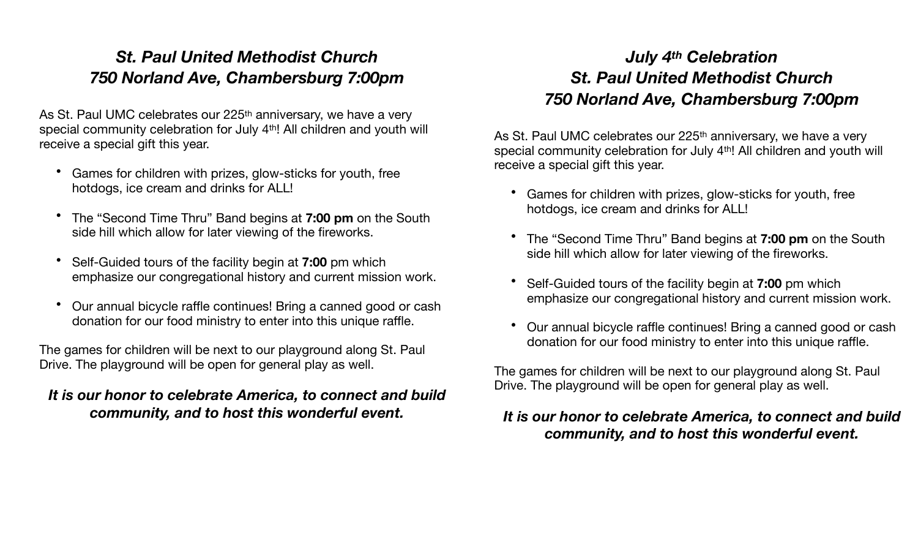### *St. Paul United Methodist Church*
### *750 Norland Ave, Chambersburg 7:00pm*

As St. Paul UMC celebrates our 225th anniversary, we have a very special community celebration for July 4th! All children and youth will receive a special gift this year.

- Games for children with prizes, glow-sticks for youth, free hotdogs, ice cream and drinks for ALL!
- The "Second Time Thru" Band begins at **7:00 pm** on the South side hill which allow for later viewing of the fireworks.
- Self-Guided tours of the facility begin at **7:00** pm which emphasize our congregational history and current mission work.
- Our annual bicycle raffle continues! Bring a canned good or cash donation for our food ministry to enter into this unique raffle.

The games for children will be next to our playground along St. Paul Drive. The playground will be open for general play as well.

***It is our honor to celebrate America, to connect and build community, and to host this wonderful event.***

### *July 4th Celebration*
### *St. Paul United Methodist Church*
### *750 Norland Ave, Chambersburg 7:00pm*

As St. Paul UMC celebrates our 225th anniversary, we have a very special community celebration for July 4th! All children and youth will receive a special gift this year.

- Games for children with prizes, glow-sticks for youth, free hotdogs, ice cream and drinks for ALL!
- The "Second Time Thru" Band begins at **7:00 pm** on the South side hill which allow for later viewing of the fireworks.
- Self-Guided tours of the facility begin at **7:00** pm which emphasize our congregational history and current mission work.
- Our annual bicycle raffle continues! Bring a canned good or cash donation for our food ministry to enter into this unique raffle.

The games for children will be next to our playground along St. Paul Drive. The playground will be open for general play as well.

***It is our honor to celebrate America, to connect and build community, and to host this wonderful event.***